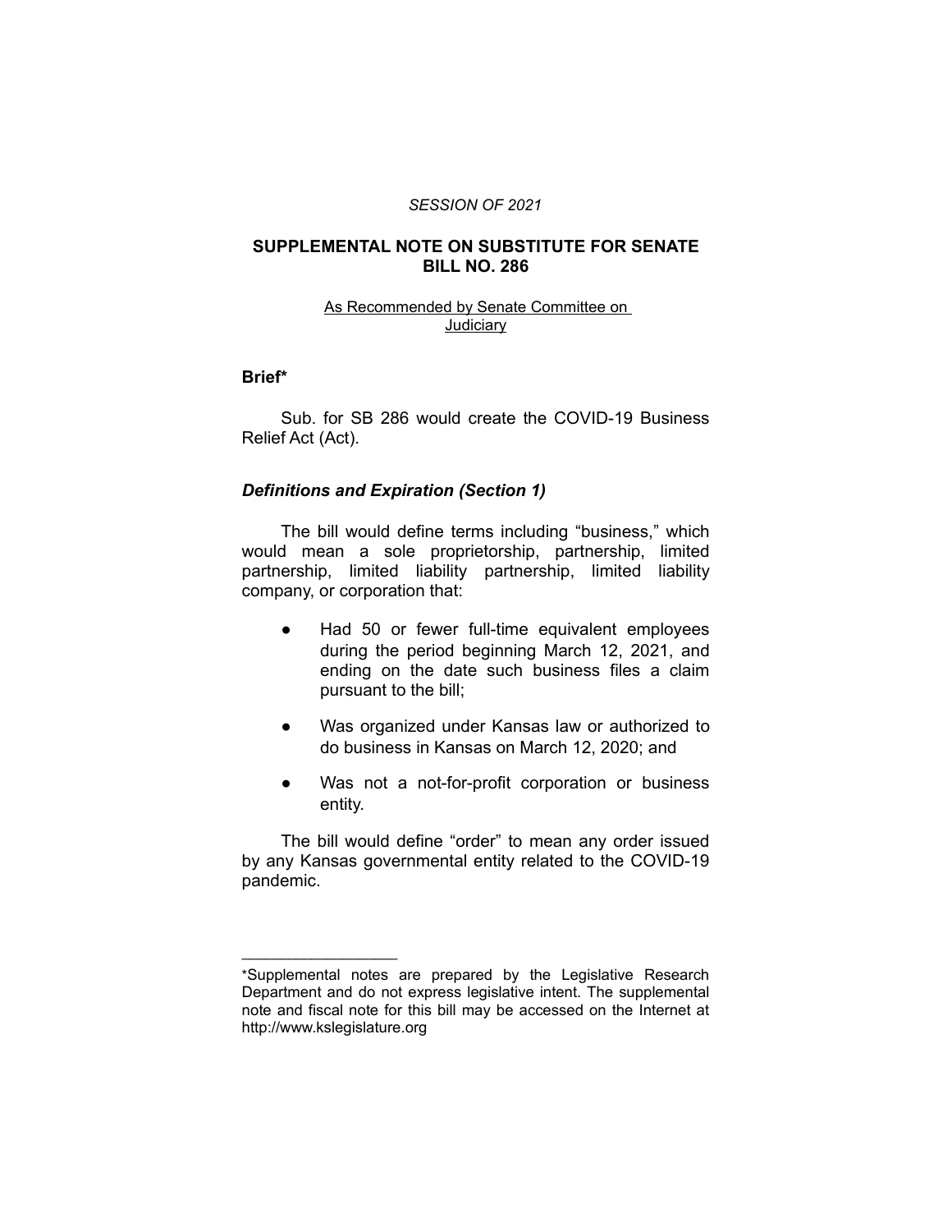*SESSION OF 2021*

**SUPPLEMENTAL NOTE ON SUBSTITUTE FOR SENATE BILL NO. 286**

As Recommended by Senate Committee on Judiciary

**Brief***

Sub. for SB 286 would create the COVID-19 Business Relief Act (Act).

### *Definitions and Expiration (Section 1)*

The bill would define terms including "business," which would mean a sole proprietorship, partnership, limited partnership, limited liability partnership, limited liability company, or corporation that:

- Had 50 or fewer full-time equivalent employees during the period beginning March 12, 2021, and ending on the date such business files a claim pursuant to the bill;
- Was organized under Kansas law or authorized to do business in Kansas on March 12, 2020; and
- Was not a not-for-profit corporation or business entity.

The bill would define "order" to mean any order issued by any Kansas governmental entity related to the COVID-19 pandemic.

____________________

*Supplemental notes are prepared by the Legislative Research Department and do not express legislative intent. The supplemental note and fiscal note for this bill may be accessed on the Internet at http://www.kslegislature.org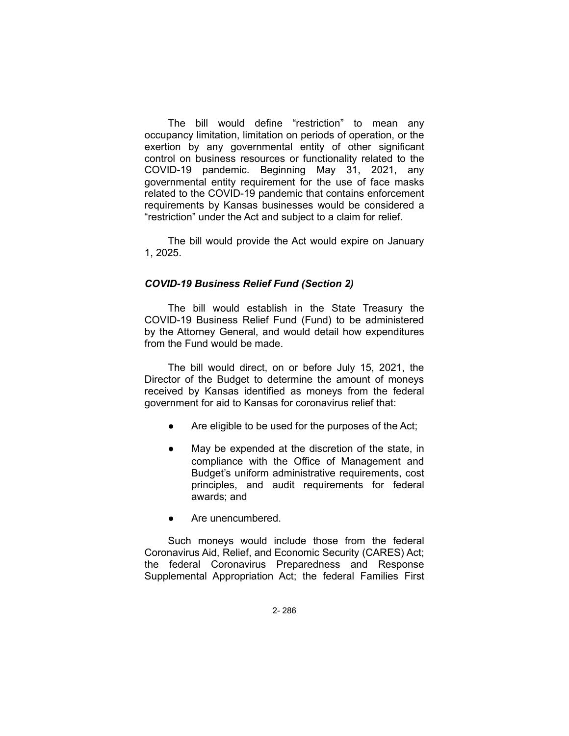The bill would define "restriction" to mean any occupancy limitation, limitation on periods of operation, or the exertion by any governmental entity of other significant control on business resources or functionality related to the COVID-19 pandemic. Beginning May 31, 2021, any governmental entity requirement for the use of face masks related to the COVID-19 pandemic that contains enforcement requirements by Kansas businesses would be considered a "restriction" under the Act and subject to a claim for relief.

The bill would provide the Act would expire on January 1, 2025.

### *COVID-19 Business Relief Fund (Section 2)*

The bill would establish in the State Treasury the COVID-19 Business Relief Fund (Fund) to be administered by the Attorney General, and would detail how expenditures from the Fund would be made.

The bill would direct, on or before July 15, 2021, the Director of the Budget to determine the amount of moneys received by Kansas identified as moneys from the federal government for aid to Kansas for coronavirus relief that:

- Are eligible to be used for the purposes of the Act;
- May be expended at the discretion of the state, in compliance with the Office of Management and Budget's uniform administrative requirements, cost principles, and audit requirements for federal awards; and
- Are unencumbered.

Such moneys would include those from the federal Coronavirus Aid, Relief, and Economic Security (CARES) Act; the federal Coronavirus Preparedness and Response Supplemental Appropriation Act; the federal Families First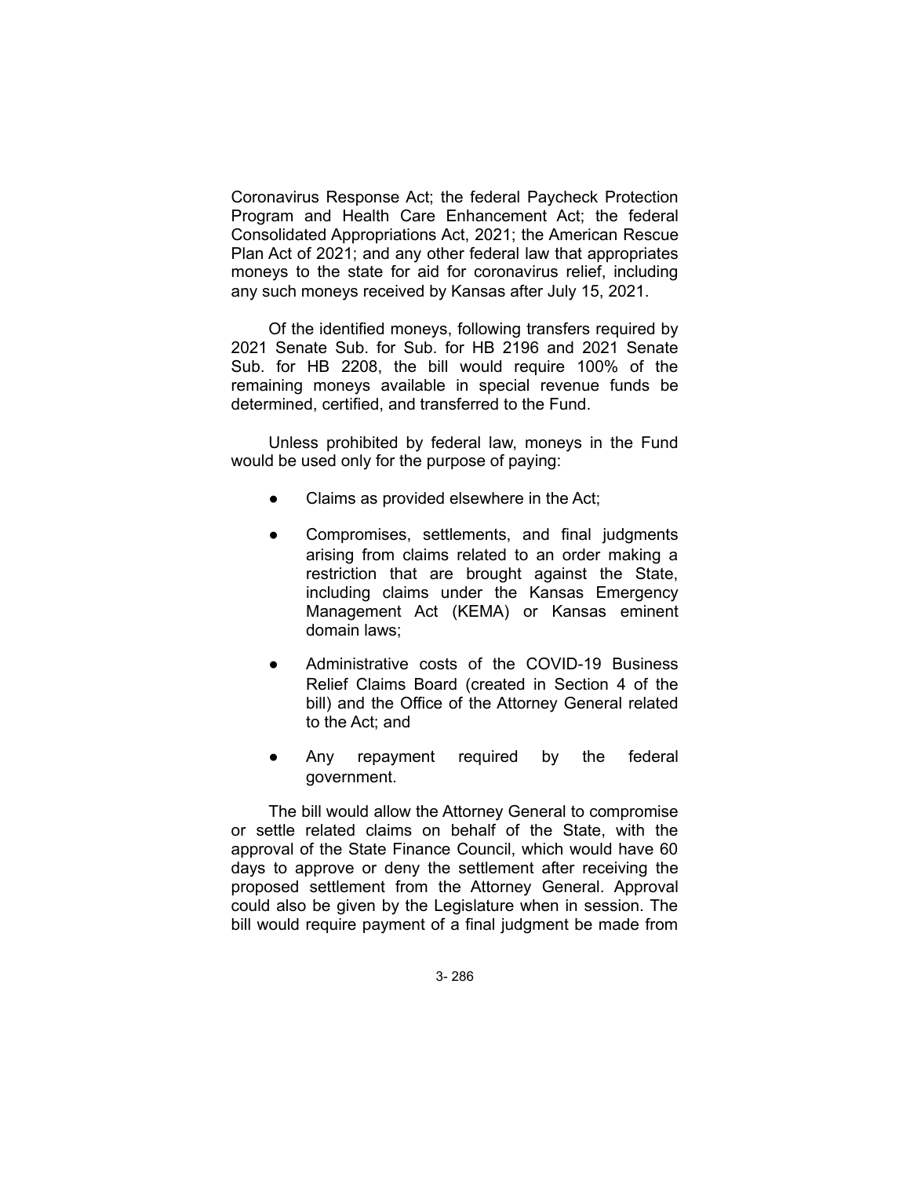Coronavirus Response Act; the federal Paycheck Protection Program and Health Care Enhancement Act; the federal Consolidated Appropriations Act, 2021; the American Rescue Plan Act of 2021; and any other federal law that appropriates moneys to the state for aid for coronavirus relief, including any such moneys received by Kansas after July 15, 2021.

Of the identified moneys, following transfers required by 2021 Senate Sub. for Sub. for HB 2196 and 2021 Senate Sub. for HB 2208, the bill would require 100% of the remaining moneys available in special revenue funds be determined, certified, and transferred to the Fund.

Unless prohibited by federal law, moneys in the Fund would be used only for the purpose of paying:

- Claims as provided elsewhere in the Act;
- Compromises, settlements, and final judgments arising from claims related to an order making a restriction that are brought against the State, including claims under the Kansas Emergency Management Act (KEMA) or Kansas eminent domain laws;
- Administrative costs of the COVID-19 Business Relief Claims Board (created in Section 4 of the bill) and the Office of the Attorney General related to the Act; and
- Any repayment required by the federal government.

The bill would allow the Attorney General to compromise or settle related claims on behalf of the State, with the approval of the State Finance Council, which would have 60 days to approve or deny the settlement after receiving the proposed settlement from the Attorney General. Approval could also be given by the Legislature when in session. The bill would require payment of a final judgment be made from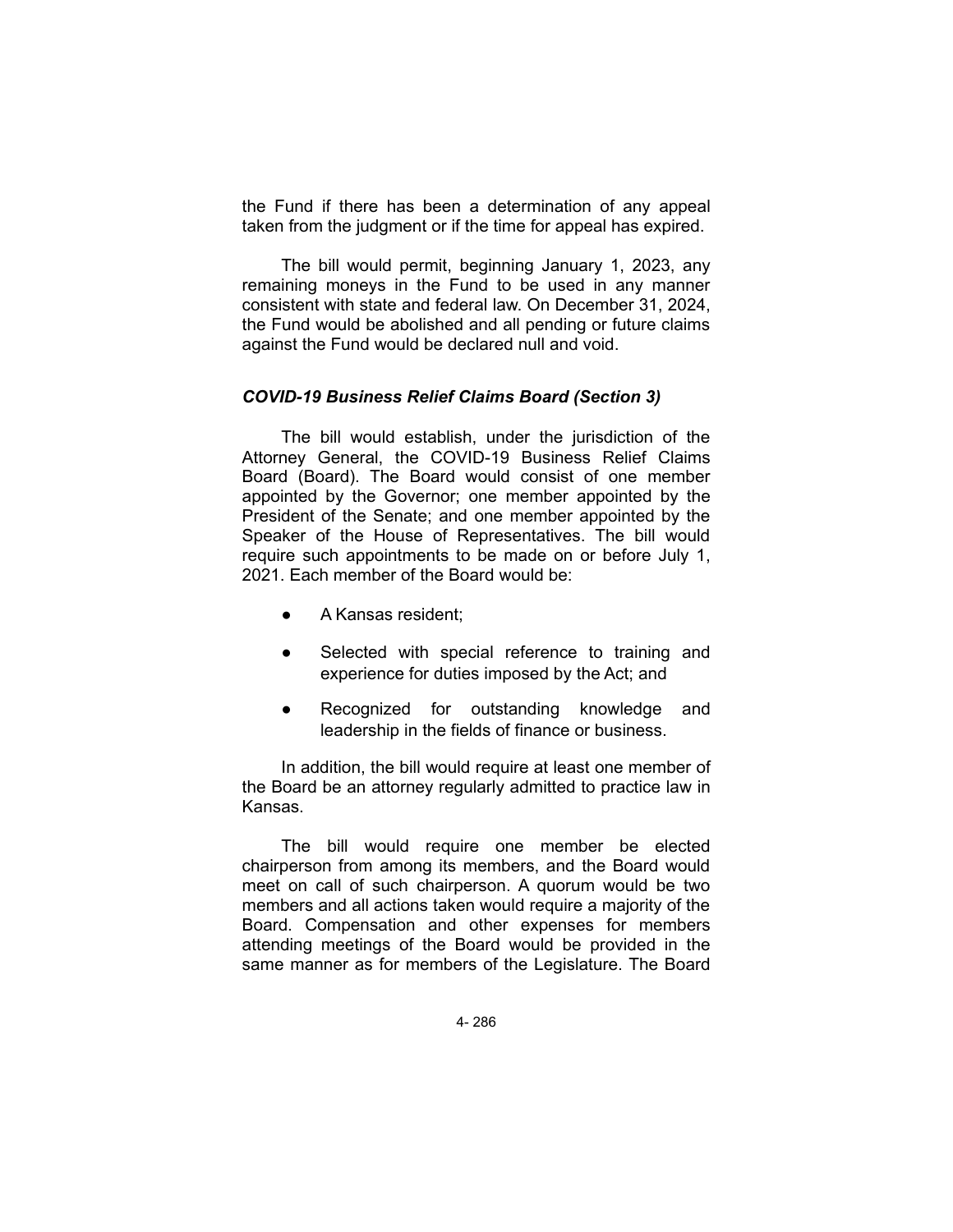the Fund if there has been a determination of any appeal taken from the judgment or if the time for appeal has expired.

The bill would permit, beginning January 1, 2023, any remaining moneys in the Fund to be used in any manner consistent with state and federal law. On December 31, 2024, the Fund would be abolished and all pending or future claims against the Fund would be declared null and void.

### *COVID-19 Business Relief Claims Board (Section 3)*

The bill would establish, under the jurisdiction of the Attorney General, the COVID-19 Business Relief Claims Board (Board). The Board would consist of one member appointed by the Governor; one member appointed by the President of the Senate; and one member appointed by the Speaker of the House of Representatives. The bill would require such appointments to be made on or before July 1, 2021. Each member of the Board would be:

- A Kansas resident;
- Selected with special reference to training and experience for duties imposed by the Act; and
- Recognized for outstanding knowledge and leadership in the fields of finance or business.

In addition, the bill would require at least one member of the Board be an attorney regularly admitted to practice law in Kansas.

The bill would require one member be elected chairperson from among its members, and the Board would meet on call of such chairperson. A quorum would be two members and all actions taken would require a majority of the Board. Compensation and other expenses for members attending meetings of the Board would be provided in the same manner as for members of the Legislature. The Board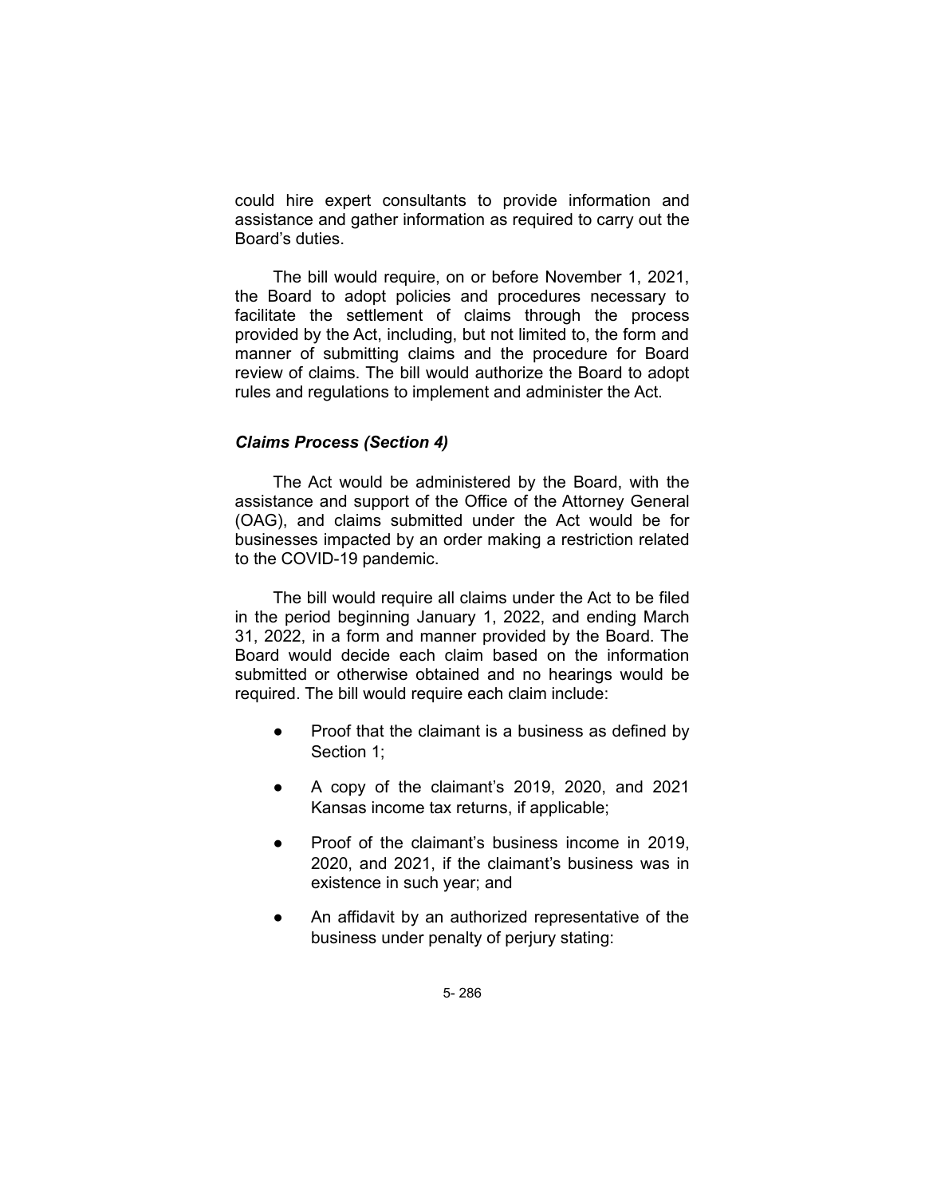could hire expert consultants to provide information and assistance and gather information as required to carry out the Board's duties.

The bill would require, on or before November 1, 2021, the Board to adopt policies and procedures necessary to facilitate the settlement of claims through the process provided by the Act, including, but not limited to, the form and manner of submitting claims and the procedure for Board review of claims. The bill would authorize the Board to adopt rules and regulations to implement and administer the Act.

### *Claims Process (Section 4)*

The Act would be administered by the Board, with the assistance and support of the Office of the Attorney General (OAG), and claims submitted under the Act would be for businesses impacted by an order making a restriction related to the COVID-19 pandemic.

The bill would require all claims under the Act to be filed in the period beginning January 1, 2022, and ending March 31, 2022, in a form and manner provided by the Board. The Board would decide each claim based on the information submitted or otherwise obtained and no hearings would be required. The bill would require each claim include:

- Proof that the claimant is a business as defined by Section 1;
- A copy of the claimant's 2019, 2020, and 2021 Kansas income tax returns, if applicable;
- Proof of the claimant's business income in 2019, 2020, and 2021, if the claimant's business was in existence in such year; and
- An affidavit by an authorized representative of the business under penalty of perjury stating: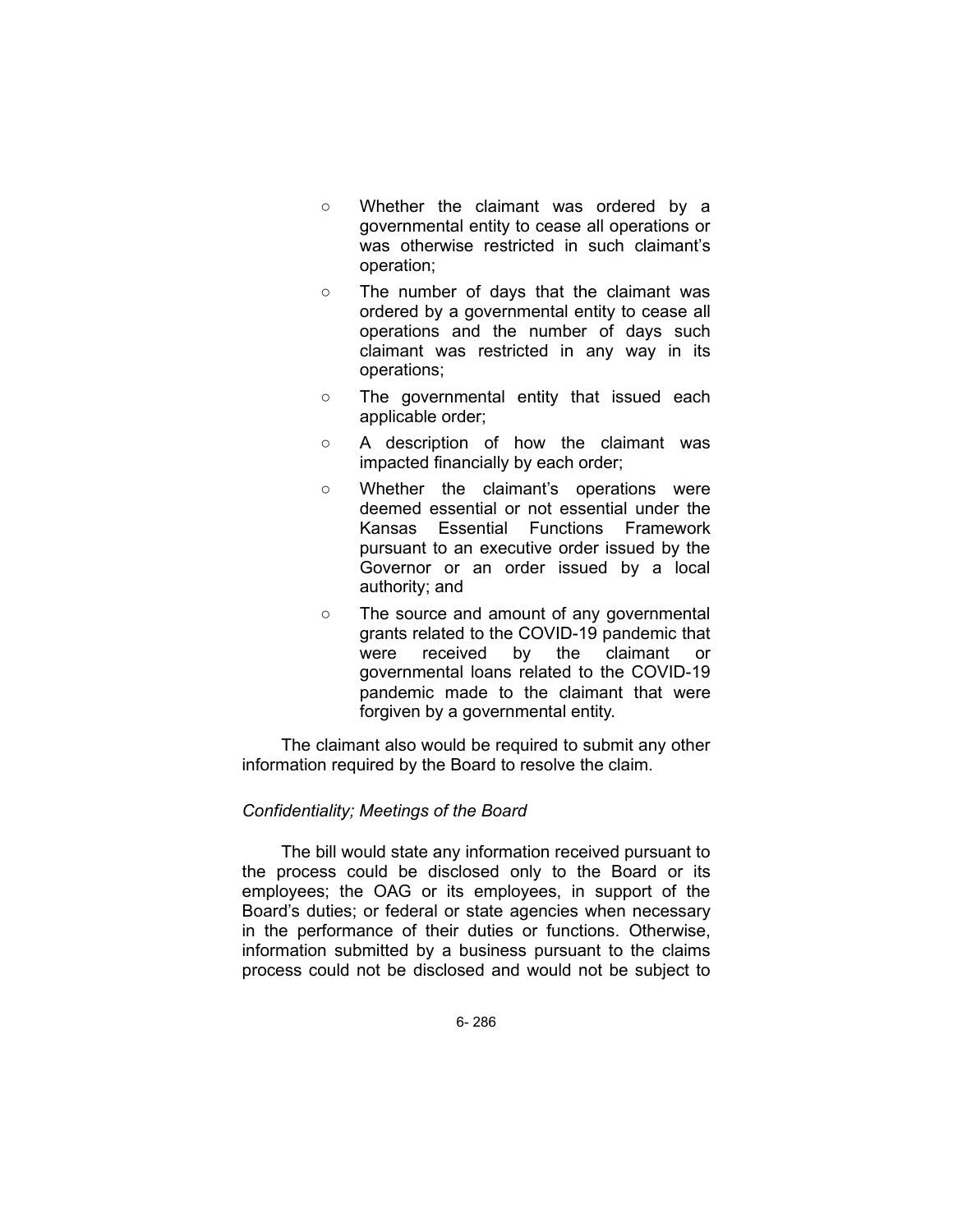- Whether the claimant was ordered by a governmental entity to cease all operations or was otherwise restricted in such claimant's operation;
- The number of days that the claimant was ordered by a governmental entity to cease all operations and the number of days such claimant was restricted in any way in its operations;
- The governmental entity that issued each applicable order;
- A description of how the claimant was impacted financially by each order;
- Whether the claimant's operations were deemed essential or not essential under the Kansas Essential Functions Framework pursuant to an executive order issued by the Governor or an order issued by a local authority; and
- The source and amount of any governmental grants related to the COVID-19 pandemic that were received by the claimant or governmental loans related to the COVID-19 pandemic made to the claimant that were forgiven by a governmental entity.

The claimant also would be required to submit any other information required by the Board to resolve the claim.

*Confidentiality; Meetings of the Board*

The bill would state any information received pursuant to the process could be disclosed only to the Board or its employees; the OAG or its employees, in support of the Board's duties; or federal or state agencies when necessary in the performance of their duties or functions. Otherwise, information submitted by a business pursuant to the claims process could not be disclosed and would not be subject to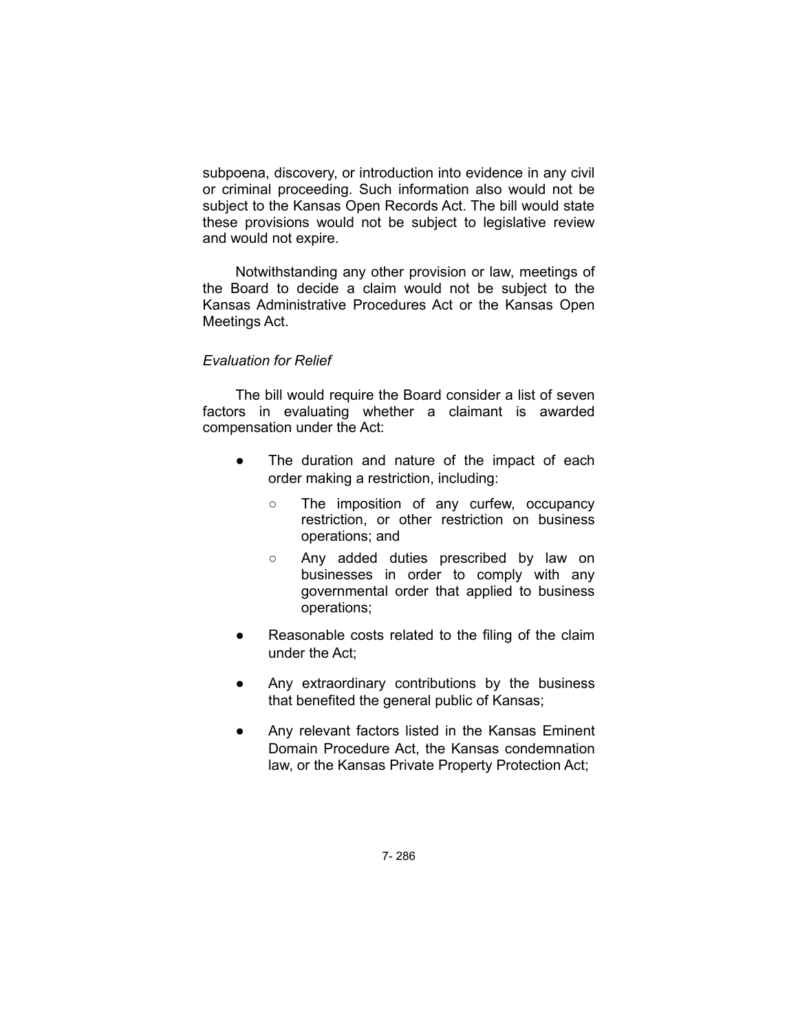subpoena, discovery, or introduction into evidence in any civil or criminal proceeding. Such information also would not be subject to the Kansas Open Records Act. The bill would state these provisions would not be subject to legislative review and would not expire.

Notwithstanding any other provision or law, meetings of the Board to decide a claim would not be subject to the Kansas Administrative Procedures Act or the Kansas Open Meetings Act.

*Evaluation for Relief*

The bill would require the Board consider a list of seven factors in evaluating whether a claimant is awarded compensation under the Act:

- The duration and nature of the impact of each order making a restriction, including:
  - The imposition of any curfew, occupancy restriction, or other restriction on business operations; and
  - Any added duties prescribed by law on businesses in order to comply with any governmental order that applied to business operations;
- Reasonable costs related to the filing of the claim under the Act;
- Any extraordinary contributions by the business that benefited the general public of Kansas;
- Any relevant factors listed in the Kansas Eminent Domain Procedure Act, the Kansas condemnation law, or the Kansas Private Property Protection Act;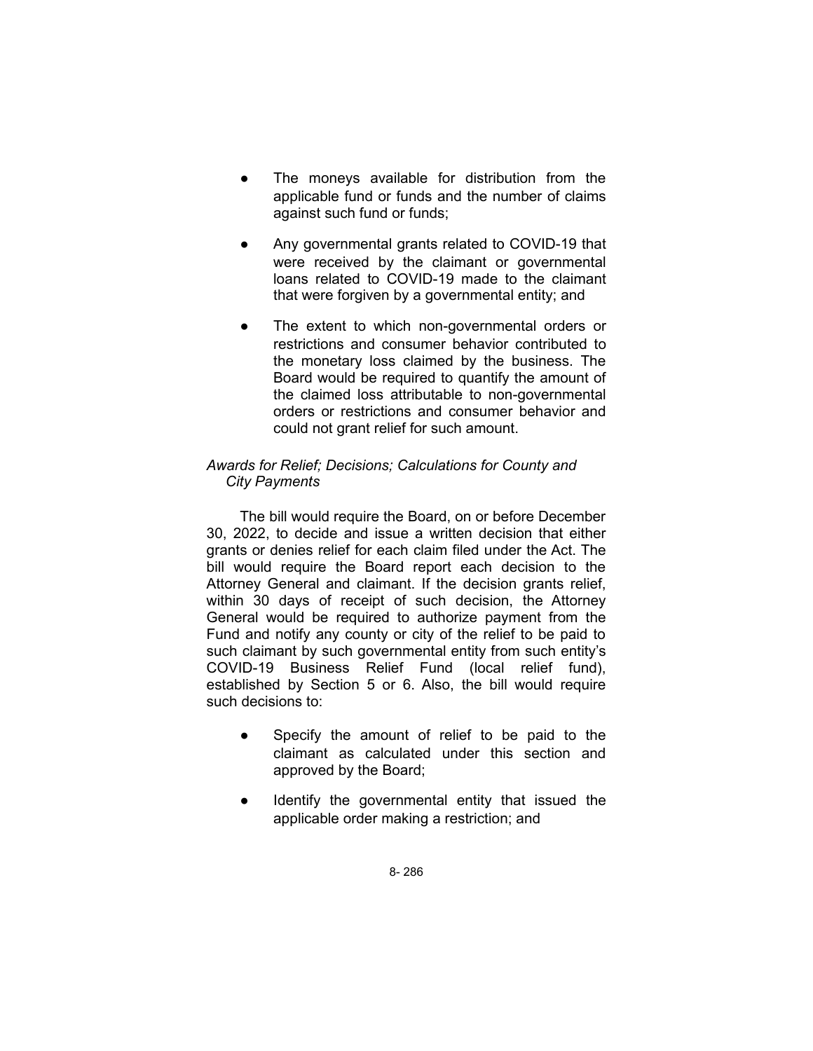- The moneys available for distribution from the applicable fund or funds and the number of claims against such fund or funds;
- Any governmental grants related to COVID-19 that were received by the claimant or governmental loans related to COVID-19 made to the claimant that were forgiven by a governmental entity; and
- The extent to which non-governmental orders or restrictions and consumer behavior contributed to the monetary loss claimed by the business. The Board would be required to quantify the amount of the claimed loss attributable to non-governmental orders or restrictions and consumer behavior and could not grant relief for such amount.

*Awards for Relief; Decisions; Calculations for County and City Payments*

The bill would require the Board, on or before December 30, 2022, to decide and issue a written decision that either grants or denies relief for each claim filed under the Act. The bill would require the Board report each decision to the Attorney General and claimant. If the decision grants relief, within 30 days of receipt of such decision, the Attorney General would be required to authorize payment from the Fund and notify any county or city of the relief to be paid to such claimant by such governmental entity from such entity's COVID-19 Business Relief Fund (local relief fund), established by Section 5 or 6. Also, the bill would require such decisions to:

- Specify the amount of relief to be paid to the claimant as calculated under this section and approved by the Board;
- Identify the governmental entity that issued the applicable order making a restriction; and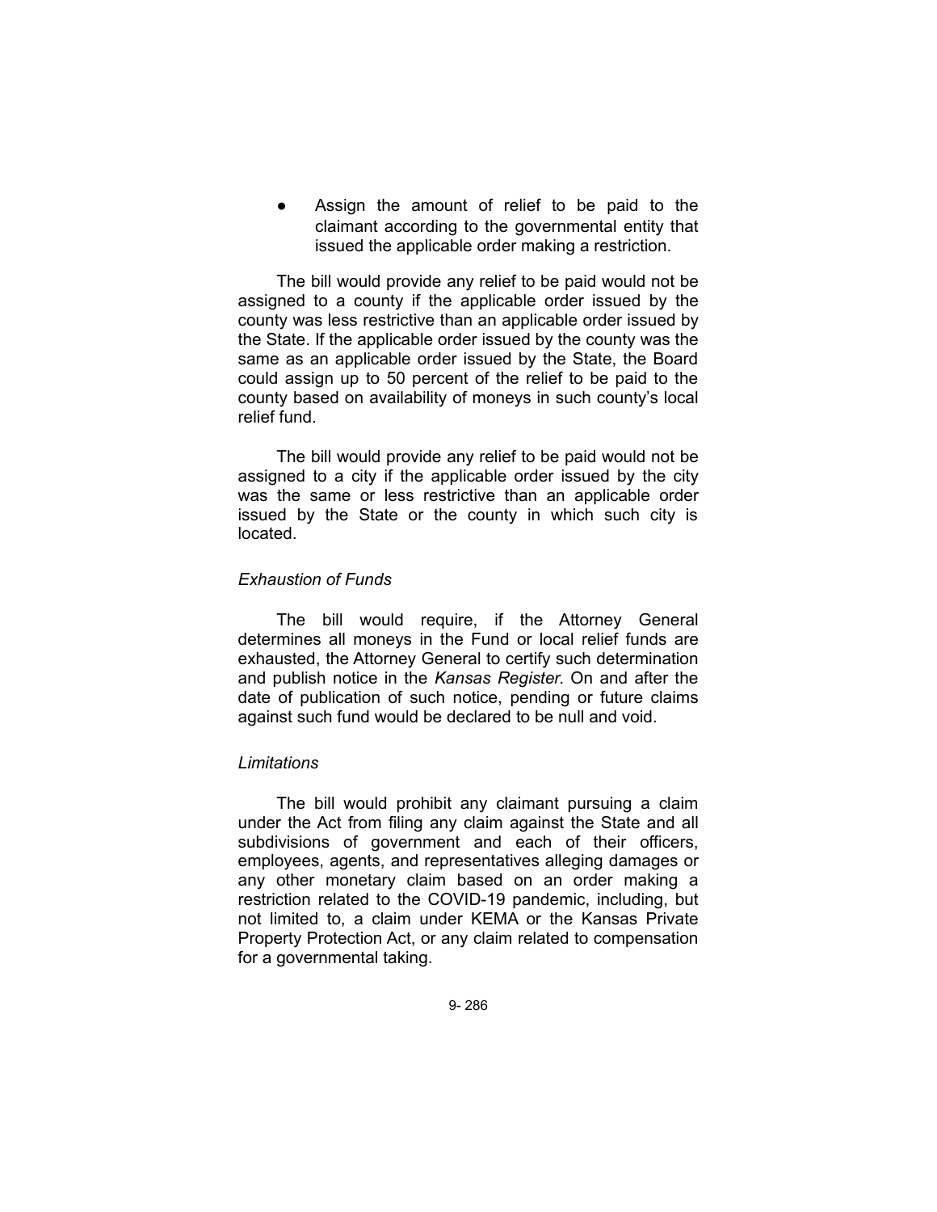- Assign the amount of relief to be paid to the claimant according to the governmental entity that issued the applicable order making a restriction.

The bill would provide any relief to be paid would not be assigned to a county if the applicable order issued by the county was less restrictive than an applicable order issued by the State. If the applicable order issued by the county was the same as an applicable order issued by the State, the Board could assign up to 50 percent of the relief to be paid to the county based on availability of moneys in such county's local relief fund.

The bill would provide any relief to be paid would not be assigned to a city if the applicable order issued by the city was the same or less restrictive than an applicable order issued by the State or the county in which such city is located.

*Exhaustion of Funds*

The bill would require, if the Attorney General determines all moneys in the Fund or local relief funds are exhausted, the Attorney General to certify such determination and publish notice in the *Kansas Register*. On and after the date of publication of such notice, pending or future claims against such fund would be declared to be null and void.

*Limitations*

The bill would prohibit any claimant pursuing a claim under the Act from filing any claim against the State and all subdivisions of government and each of their officers, employees, agents, and representatives alleging damages or any other monetary claim based on an order making a restriction related to the COVID-19 pandemic, including, but not limited to, a claim under KEMA or the Kansas Private Property Protection Act, or any claim related to compensation for a governmental taking.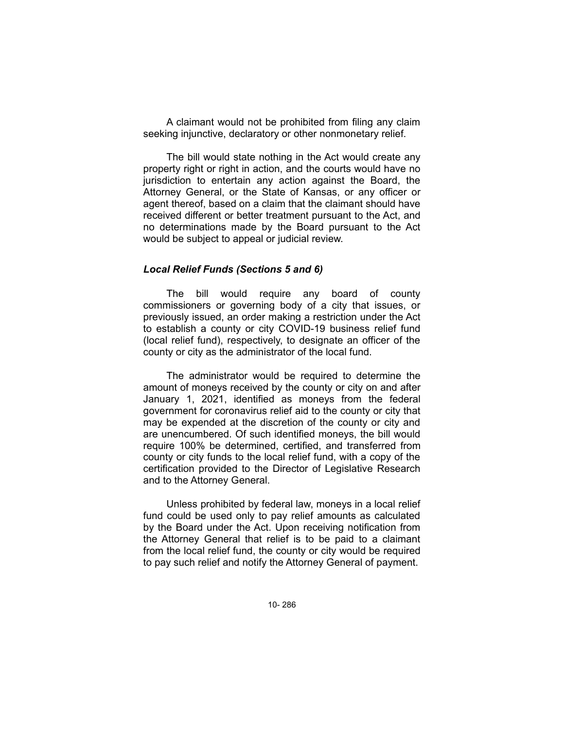A claimant would not be prohibited from filing any claim seeking injunctive, declaratory or other nonmonetary relief.

The bill would state nothing in the Act would create any property right or right in action, and the courts would have no jurisdiction to entertain any action against the Board, the Attorney General, or the State of Kansas, or any officer or agent thereof, based on a claim that the claimant should have received different or better treatment pursuant to the Act, and no determinations made by the Board pursuant to the Act would be subject to appeal or judicial review.

### *Local Relief Funds (Sections 5 and 6)*

The bill would require any board of county commissioners or governing body of a city that issues, or previously issued, an order making a restriction under the Act to establish a county or city COVID-19 business relief fund (local relief fund), respectively, to designate an officer of the county or city as the administrator of the local fund.

The administrator would be required to determine the amount of moneys received by the county or city on and after January 1, 2021, identified as moneys from the federal government for coronavirus relief aid to the county or city that may be expended at the discretion of the county or city and are unencumbered. Of such identified moneys, the bill would require 100% be determined, certified, and transferred from county or city funds to the local relief fund, with a copy of the certification provided to the Director of Legislative Research and to the Attorney General.

Unless prohibited by federal law, moneys in a local relief fund could be used only to pay relief amounts as calculated by the Board under the Act. Upon receiving notification from the Attorney General that relief is to be paid to a claimant from the local relief fund, the county or city would be required to pay such relief and notify the Attorney General of payment.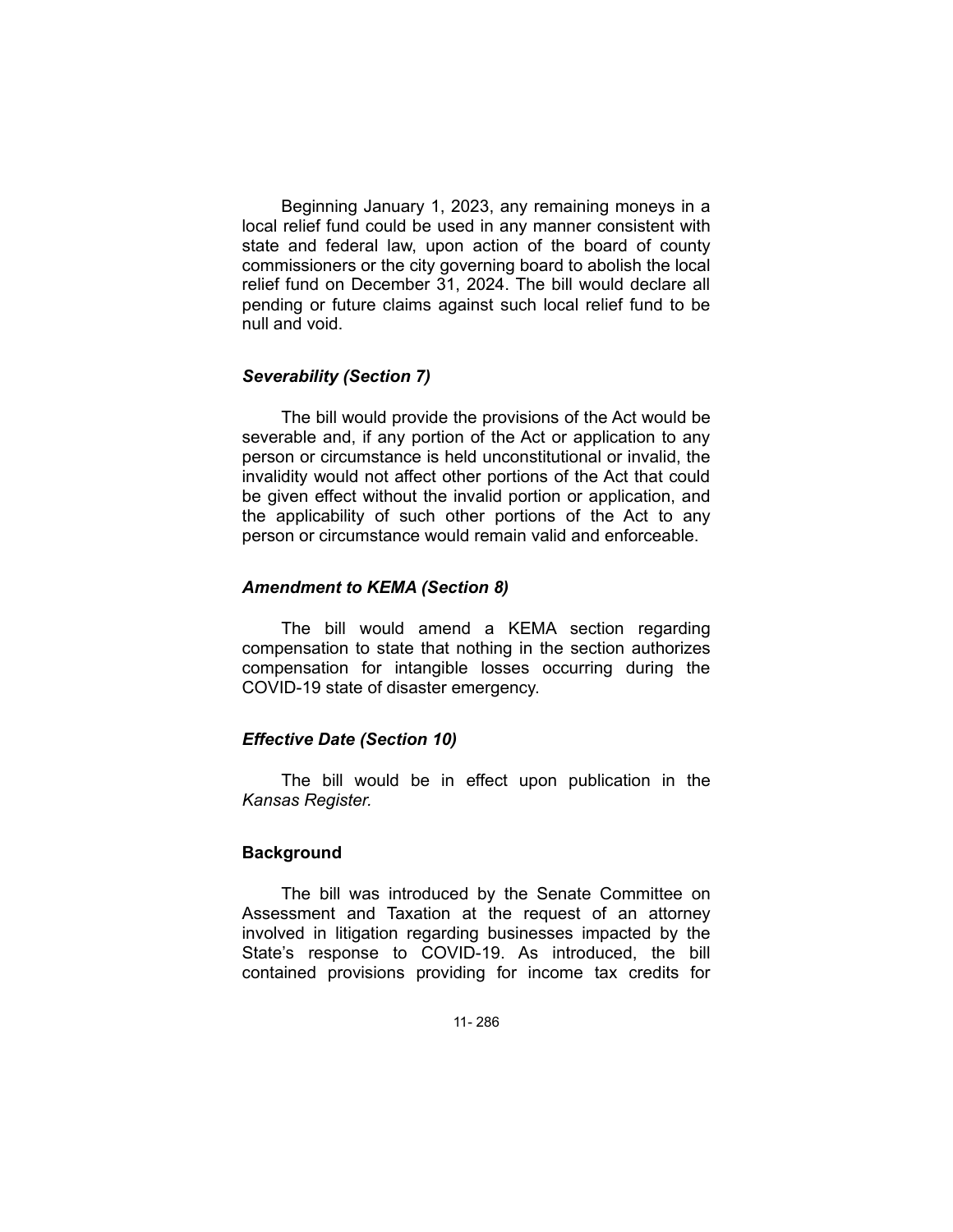Beginning January 1, 2023, any remaining moneys in a local relief fund could be used in any manner consistent with state and federal law, upon action of the board of county commissioners or the city governing board to abolish the local relief fund on December 31, 2024. The bill would declare all pending or future claims against such local relief fund to be null and void.

### *Severability (Section 7)*

The bill would provide the provisions of the Act would be severable and, if any portion of the Act or application to any person or circumstance is held unconstitutional or invalid, the invalidity would not affect other portions of the Act that could be given effect without the invalid portion or application, and the applicability of such other portions of the Act to any person or circumstance would remain valid and enforceable.

### *Amendment to KEMA (Section 8)*

The bill would amend a KEMA section regarding compensation to state that nothing in the section authorizes compensation for intangible losses occurring during the COVID-19 state of disaster emergency.

### *Effective Date (Section 10)*

The bill would be in effect upon publication in the *Kansas Register.*

## Background

The bill was introduced by the Senate Committee on Assessment and Taxation at the request of an attorney involved in litigation regarding businesses impacted by the State's response to COVID-19. As introduced, the bill contained provisions providing for income tax credits for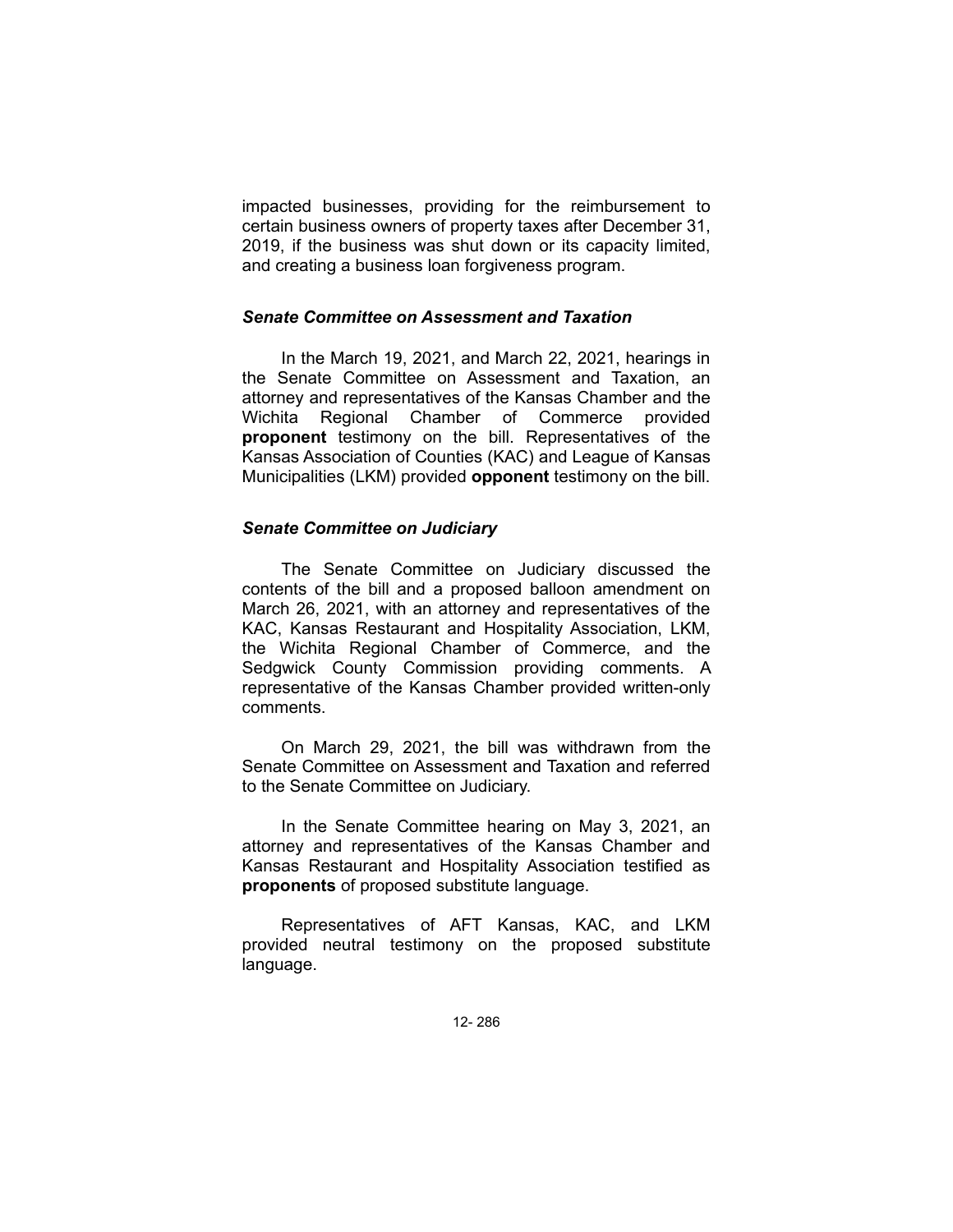impacted businesses, providing for the reimbursement to certain business owners of property taxes after December 31, 2019, if the business was shut down or its capacity limited, and creating a business loan forgiveness program.

### *Senate Committee on Assessment and Taxation*

In the March 19, 2021, and March 22, 2021, hearings in the Senate Committee on Assessment and Taxation, an attorney and representatives of the Kansas Chamber and the Wichita Regional Chamber of Commerce provided **proponent** testimony on the bill. Representatives of the Kansas Association of Counties (KAC) and League of Kansas Municipalities (LKM) provided **opponent** testimony on the bill.

### *Senate Committee on Judiciary*

The Senate Committee on Judiciary discussed the contents of the bill and a proposed balloon amendment on March 26, 2021, with an attorney and representatives of the KAC, Kansas Restaurant and Hospitality Association, LKM, the Wichita Regional Chamber of Commerce, and the Sedgwick County Commission providing comments. A representative of the Kansas Chamber provided written-only comments.

On March 29, 2021, the bill was withdrawn from the Senate Committee on Assessment and Taxation and referred to the Senate Committee on Judiciary.

In the Senate Committee hearing on May 3, 2021, an attorney and representatives of the Kansas Chamber and Kansas Restaurant and Hospitality Association testified as **proponents** of proposed substitute language.

Representatives of AFT Kansas, KAC, and LKM provided neutral testimony on the proposed substitute language.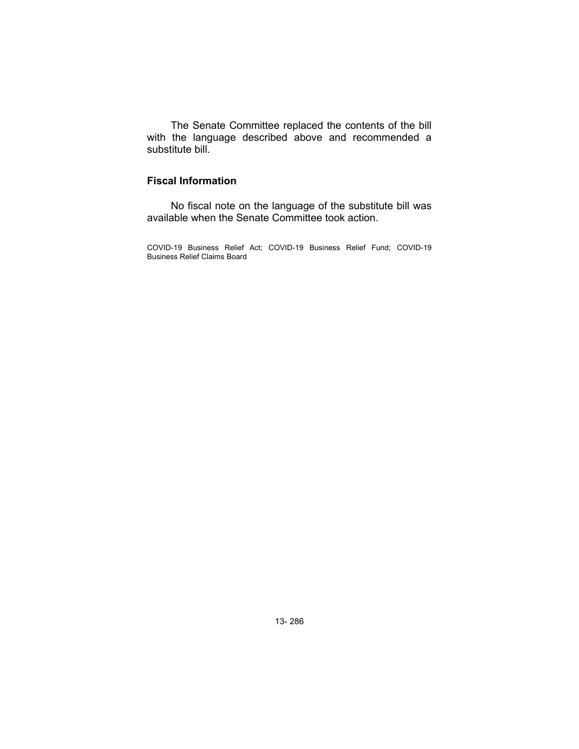The Senate Committee replaced the contents of the bill with the language described above and recommended a substitute bill.

### Fiscal Information

No fiscal note on the language of the substitute bill was available when the Senate Committee took action.

COVID-19 Business Relief Act; COVID-19 Business Relief Fund; COVID-19 Business Relief Claims Board